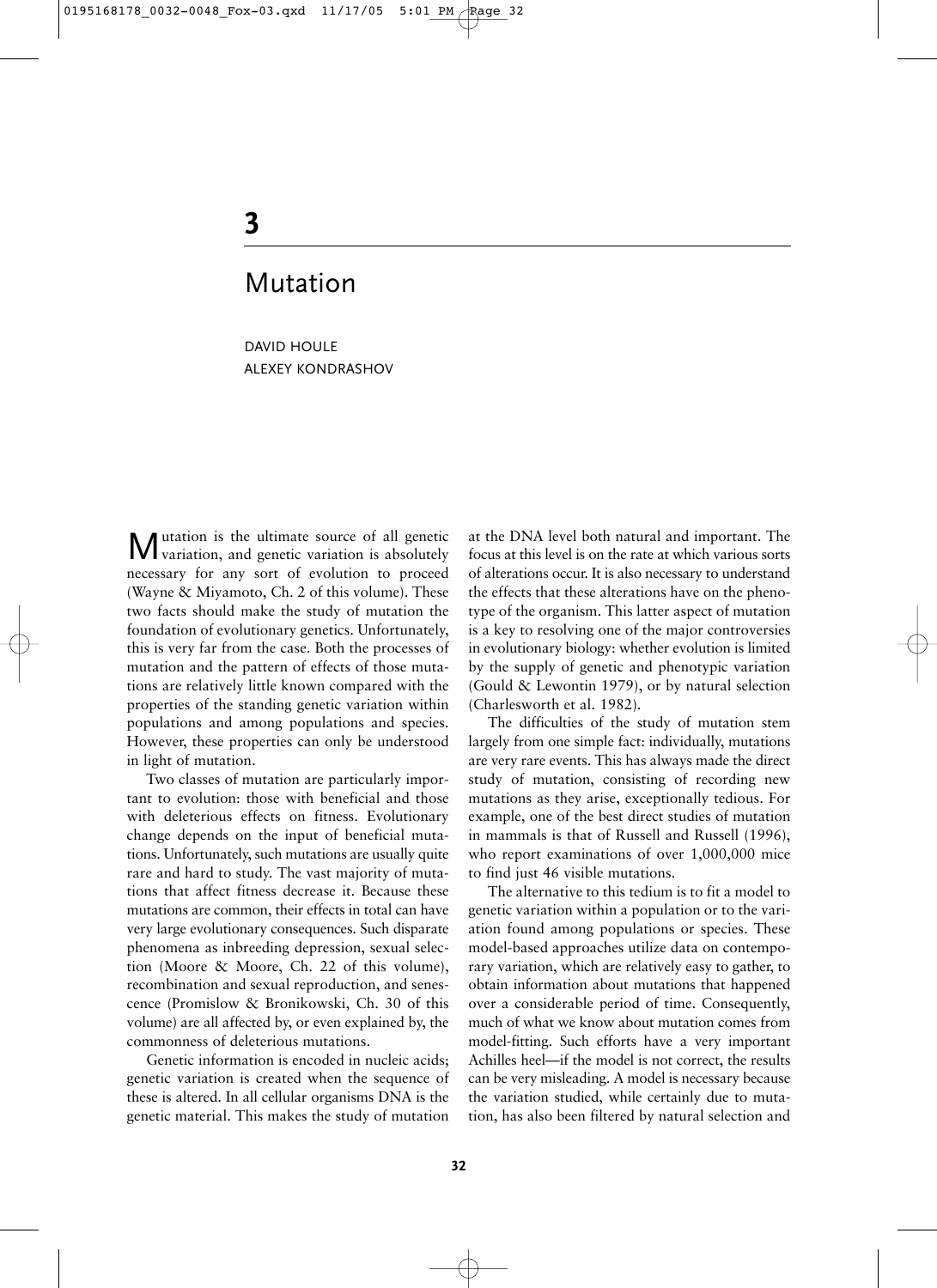# 3

# Mutation

DAVID HOULE
ALEXEY KONDRASHOV

Mutation is the ultimate source of all genetic variation, and genetic variation is absolutely necessary for any sort of evolution to proceed (Wayne & Miyamoto, Ch. 2 of this volume). These two facts should make the study of mutation the foundation of evolutionary genetics. Unfortunately, this is very far from the case. Both the processes of mutation and the pattern of effects of those mutations are relatively little known compared with the properties of the standing genetic variation within populations and among populations and species. However, these properties can only be understood in light of mutation.

Two classes of mutation are particularly important to evolution: those with beneficial and those with deleterious effects on fitness. Evolutionary change depends on the input of beneficial mutations. Unfortunately, such mutations are usually quite rare and hard to study. The vast majority of mutations that affect fitness decrease it. Because these mutations are common, their effects in total can have very large evolutionary consequences. Such disparate phenomena as inbreeding depression, sexual selection (Moore & Moore, Ch. 22 of this volume), recombination and sexual reproduction, and senescence (Promislow & Bronikowski, Ch. 30 of this volume) are all affected by, or even explained by, the commonness of deleterious mutations.

Genetic information is encoded in nucleic acids; genetic variation is created when the sequence of these is altered. In all cellular organisms DNA is the genetic material. This makes the study of mutation at the DNA level both natural and important. The focus at this level is on the rate at which various sorts of alterations occur. It is also necessary to understand the effects that these alterations have on the phenotype of the organism. This latter aspect of mutation is a key to resolving one of the major controversies in evolutionary biology: whether evolution is limited by the supply of genetic and phenotypic variation (Gould & Lewontin 1979), or by natural selection (Charlesworth et al. 1982).

The difficulties of the study of mutation stem largely from one simple fact: individually, mutations are very rare events. This has always made the direct study of mutation, consisting of recording new mutations as they arise, exceptionally tedious. For example, one of the best direct studies of mutation in mammals is that of Russell and Russell (1996), who report examinations of over 1,000,000 mice to find just 46 visible mutations.

The alternative to this tedium is to fit a model to genetic variation within a population or to the variation found among populations or species. These model-based approaches utilize data on contemporary variation, which are relatively easy to gather, to obtain information about mutations that happened over a considerable period of time. Consequently, much of what we know about mutation comes from model-fitting. Such efforts have a very important Achilles heel—if the model is not correct, the results can be very misleading. A model is necessary because the variation studied, while certainly due to mutation, has also been filtered by natural selection and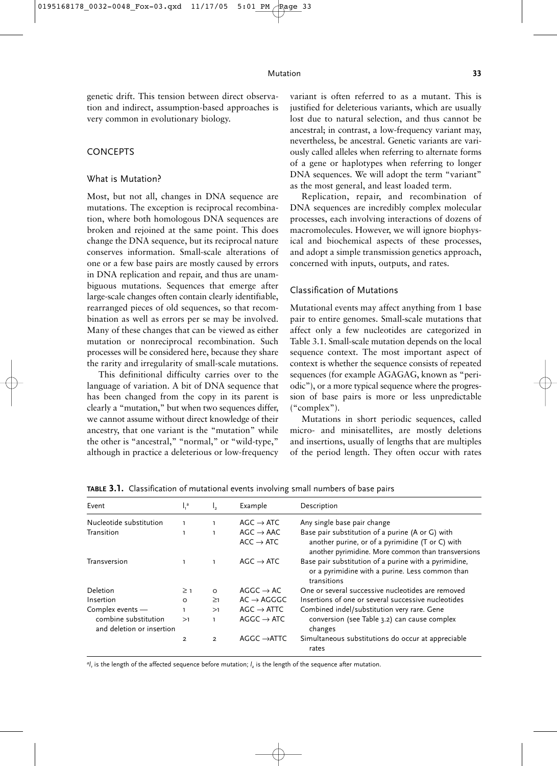genetic drift. This tension between direct observation and indirect, assumption-based approaches is very common in evolutionary biology.

## CONCEPTS

### What is Mutation?

Most, but not all, changes in DNA sequence are mutations. The exception is reciprocal recombination, where both homologous DNA sequences are broken and rejoined at the same point. This does change the DNA sequence, but its reciprocal nature conserves information. Small-scale alterations of one or a few base pairs are mostly caused by errors in DNA replication and repair, and thus are unambiguous mutations. Sequences that emerge after large-scale changes often contain clearly identifiable, rearranged pieces of old sequences, so that recombination as well as errors per se may be involved. Many of these changes that can be viewed as either mutation or nonreciprocal recombination. Such processes will be considered here, because they share the rarity and irregularity of small-scale mutations.

This definitional difficulty carries over to the language of variation. A bit of DNA sequence that has been changed from the copy in its parent is clearly a "mutation," but when two sequences differ, we cannot assume without direct knowledge of their ancestry, that one variant is the "mutation" while the other is "ancestral," "normal," or "wild-type," although in practice a deleterious or low-frequency variant is often referred to as a mutant. This is justified for deleterious variants, which are usually lost due to natural selection, and thus cannot be ancestral; in contrast, a low-frequency variant may, nevertheless, be ancestral. Genetic variants are variously called alleles when referring to alternate forms of a gene or haplotypes when referring to longer DNA sequences. We will adopt the term "variant" as the most general, and least loaded term.

Replication, repair, and recombination of DNA sequences are incredibly complex molecular processes, each involving interactions of dozens of macromolecules. However, we will ignore biophysical and biochemical aspects of these processes, and adopt a simple transmission genetics approach, concerned with inputs, outputs, and rates.

### Classification of Mutations

Mutational events may affect anything from 1 base pair to entire genomes. Small-scale mutations that affect only a few nucleotides are categorized in Table 3.1. Small-scale mutation depends on the local sequence context. The most important aspect of context is whether the sequence consists of repeated sequences (for example AGAGAG, known as "periodic"), or a more typical sequence where the progression of base pairs is more or less unpredictable ("complex").

Mutations in short periodic sequences, called micro- and minisatellites, are mostly deletions and insertions, usually of lengths that are multiples of the period length. They often occur with rates

**TABLE 3.1.** Classification of mutational events involving small numbers of base pairs

| Event | $l_1$[a] | $l_2$ | Example | Description |
|---|---|---|---|---|
| Nucleotide substitution | 1 | 1 | AGC → ATC | Any single base pair change |
| Transition | 1 | 1 | AGC → AAC<br>ACC → ATC | Base pair substitution of a purine (A or G) with another purine, or of a pyrimidine (T or C) with another pyrimidine. More common than transversions |
| Transversion | 1 | 1 | AGC → ATC | Base pair substitution of a purine with a pyrimidine, or a pyrimidine with a purine. Less common than transitions |
| Deletion | ≥ 1 | 0 | AGGC → AC | One or several successive nucleotides are removed |
| Insertion | 0 | ≥1 | AC → AGGGC | Insertions of one or several successive nucleotides |
| Complex events — combine substitution and deletion or insertion | 1 | >1 | AGC → ATTC | Combined indel/substitution very rare. Gene conversion (see Table 3.2) can cause complex changes |
| | >1 | 1 | AGGC → ATC | |
| | 2 | 2 | AGGC → ATTC | Simultaneous substitutions do occur at appreciable rates |

[a] $l_1$ is the length of the affected sequence before mutation; $l_2$ is the length of the sequence after mutation.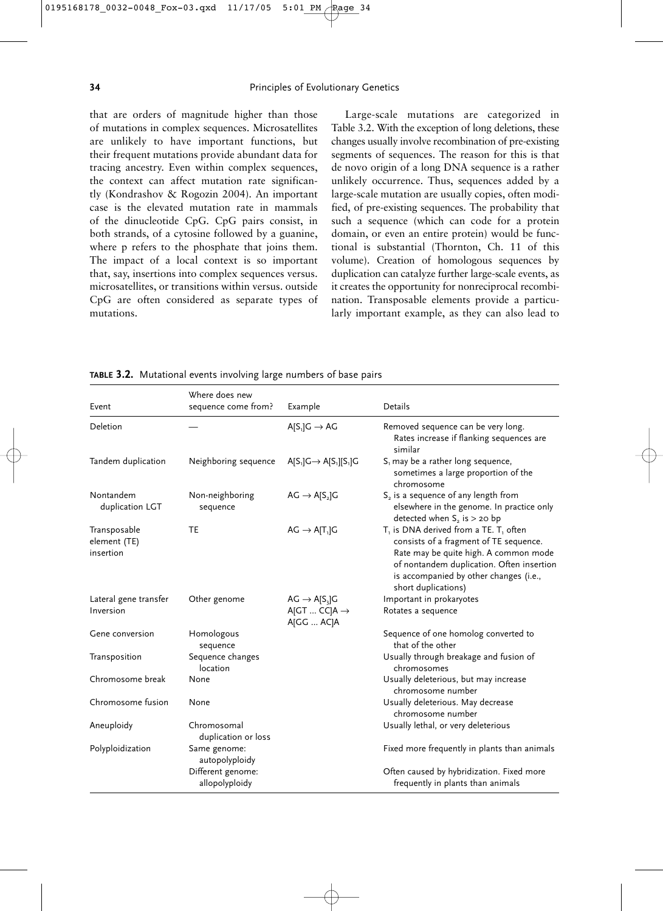that are orders of magnitude higher than those of mutations in complex sequences. Microsatellites are unlikely to have important functions, but their frequent mutations provide abundant data for tracing ancestry. Even within complex sequences, the context can affect mutation rate significantly (Kondrashov & Rogozin 2004). An important case is the elevated mutation rate in mammals of the dinucleotide CpG. CpG pairs consist, in both strands, of a cytosine followed by a guanine, where p refers to the phosphate that joins them. The impact of a local context is so important that, say, insertions into complex sequences versus. microsatellites, or transitions within versus. outside CpG are often considered as separate types of mutations.

Large-scale mutations are categorized in Table 3.2. With the exception of long deletions, these changes usually involve recombination of pre-existing segments of sequences. The reason for this is that de novo origin of a long DNA sequence is a rather unlikely occurrence. Thus, sequences added by a large-scale mutation are usually copies, often modified, of pre-existing sequences. The probability that such a sequence (which can code for a protein domain, or even an entire protein) would be functional is substantial (Thornton, Ch. 11 of this volume). Creation of homologous sequences by duplication can catalyze further large-scale events, as it creates the opportunity for nonreciprocal recombination. Transposable elements provide a particularly important example, as they can also lead to

**TABLE 3.2.** Mutational events involving large numbers of base pairs

| Event | Where does new sequence come from? | Example | Details |
|---|---|---|---|
| Deletion | — | A[$S_1$]G → AG | Removed sequence can be very long. Rates increase if flanking sequences are similar |
| Tandem duplication | Neighboring sequence | A[$S_1$]G→ A[$S_1$][$S_1$]G | $S_1$ may be a rather long sequence, sometimes a large proportion of the chromosome |
| Nontandem duplication LGT | Non-neighboring sequence | AG → A[$S_2$]G | $S_2$ is a sequence of any length from elsewhere in the genome. In practice only detected when $S_2$ is > 20 bp |
| Transposable element (TE) insertion | TE | AG → A[$T_1$]G | $T_1$ is DNA derived from a TE. $T_1$ often consists of a fragment of TE sequence. Rate may be quite high. A common mode of nontandem duplication. Often insertion is accompanied by other changes (i.e., short duplications) |
| Lateral gene transfer | Other genome | AG → A[$S_3$]G | Important in prokaryotes |
| Inversion | | A[GT ... CC]A → A[GG ... AC]A | Rotates a sequence |
| Gene conversion | Homologous sequence | | Sequence of one homolog converted to that of the other |
| Transposition | Sequence changes location | | Usually through breakage and fusion of chromosomes |
| Chromosome break | None | | Usually deleterious, but may increase chromosome number |
| Chromosome fusion | None | | Usually deleterious. May decrease chromosome number |
| Aneuploidy | Chromosomal duplication or loss | | Usually lethal, or very deleterious |
| Polyploidization | Same genome: autopolyploidy | | Fixed more frequently in plants than animals |
| | Different genome: allopolyploidy | | Often caused by hybridization. Fixed more frequently in plants than animals |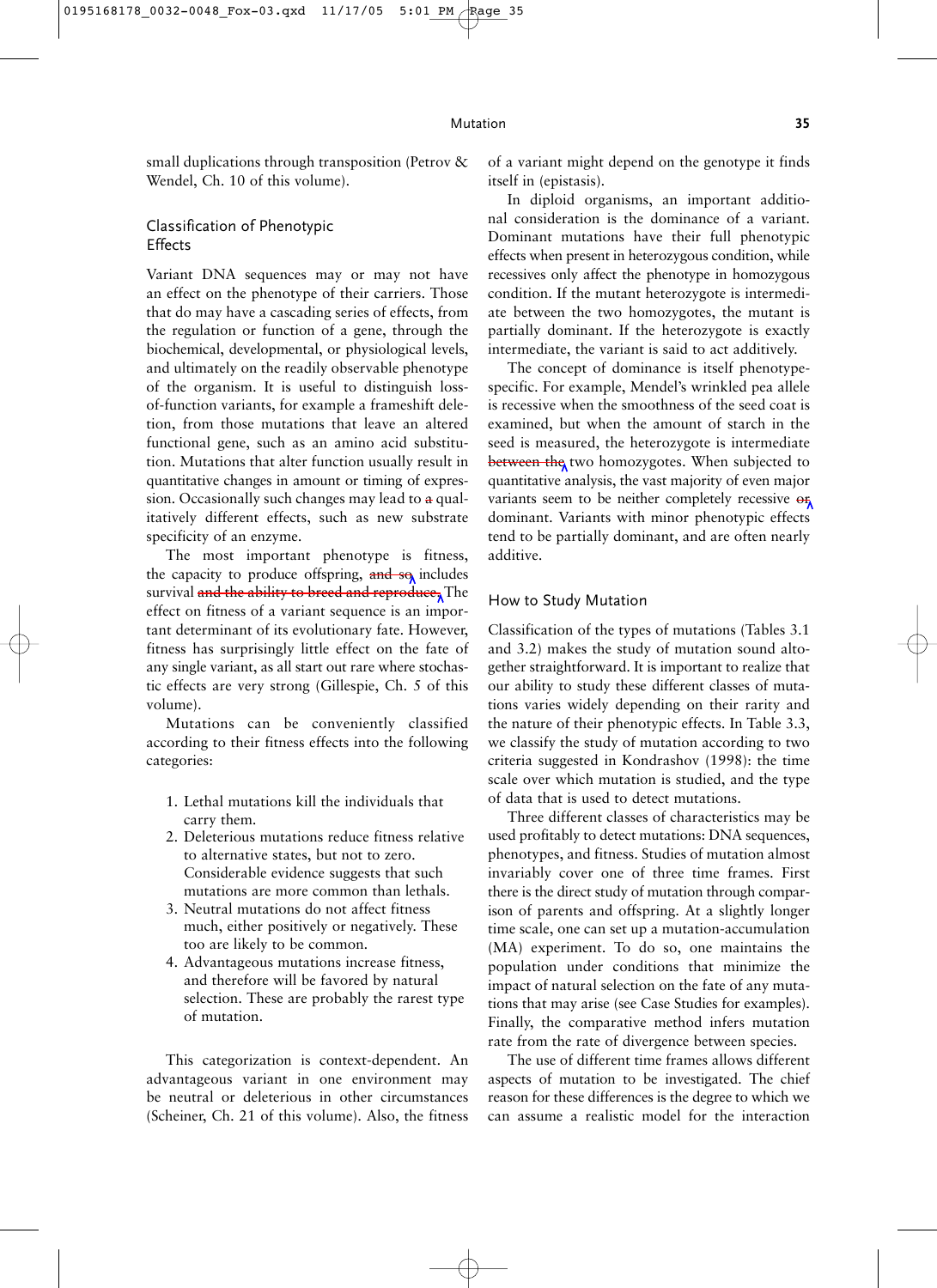small duplications through transposition (Petrov & Wendel, Ch. 10 of this volume).

## Classification of Phenotypic Effects

Variant DNA sequences may or may not have an effect on the phenotype of their carriers. Those that do may have a cascading series of effects, from the regulation or function of a gene, through the biochemical, developmental, or physiological levels, and ultimately on the readily observable phenotype of the organism. It is useful to distinguish loss-of-function variants, for example a frameshift deletion, from those mutations that leave an altered functional gene, such as an amino acid substitution. Mutations that alter function usually result in quantitative changes in amount or timing of expression. Occasionally such changes may lead to ~~a~~ qualitatively different effects, such as new substrate specificity of an enzyme.

The most important phenotype is fitness, the capacity to produce offspring, ~~and so~~ includes survival ~~and the ability to breed and reproduce.~~ The effect on fitness of a variant sequence is an important determinant of its evolutionary fate. However, fitness has surprisingly little effect on the fate of any single variant, as all start out rare where stochastic effects are very strong (Gillespie, Ch. 5 of this volume).

Mutations can be conveniently classified according to their fitness effects into the following categories:

1. Lethal mutations kill the individuals that carry them.
2. Deleterious mutations reduce fitness relative to alternative states, but not to zero. Considerable evidence suggests that such mutations are more common than lethals.
3. Neutral mutations do not affect fitness much, either positively or negatively. These too are likely to be common.
4. Advantageous mutations increase fitness, and therefore will be favored by natural selection. These are probably the rarest type of mutation.

This categorization is context-dependent. An advantageous variant in one environment may be neutral or deleterious in other circumstances (Scheiner, Ch. 21 of this volume). Also, the fitness of a variant might depend on the genotype it finds itself in (epistasis).

In diploid organisms, an important additional consideration is the dominance of a variant. Dominant mutations have their full phenotypic effects when present in heterozygous condition, while recessives only affect the phenotype in homozygous condition. If the mutant heterozygote is intermediate between the two homozygotes, the mutant is partially dominant. If the heterozygote is exactly intermediate, the variant is said to act additively.

The concept of dominance is itself phenotype-specific. For example, Mendel's wrinkled pea allele is recessive when the smoothness of the seed coat is examined, but when the amount of starch in the seed is measured, the heterozygote is intermediate ~~between the~~ two homozygotes. When subjected to quantitative analysis, the vast majority of even major variants seem to be neither completely recessive ~~or~~ dominant. Variants with minor phenotypic effects tend to be partially dominant, and are often nearly additive.

## How to Study Mutation

Classification of the types of mutations (Tables 3.1 and 3.2) makes the study of mutation sound altogether straightforward. It is important to realize that our ability to study these different classes of mutations varies widely depending on their rarity and the nature of their phenotypic effects. In Table 3.3, we classify the study of mutation according to two criteria suggested in Kondrashov (1998): the time scale over which mutation is studied, and the type of data that is used to detect mutations.

Three different classes of characteristics may be used profitably to detect mutations: DNA sequences, phenotypes, and fitness. Studies of mutation almost invariably cover one of three time frames. First there is the direct study of mutation through comparison of parents and offspring. At a slightly longer time scale, one can set up a mutation-accumulation (MA) experiment. To do so, one maintains the population under conditions that minimize the impact of natural selection on the fate of any mutations that may arise (see Case Studies for examples). Finally, the comparative method infers mutation rate from the rate of divergence between species.

The use of different time frames allows different aspects of mutation to be investigated. The chief reason for these differences is the degree to which we can assume a realistic model for the interaction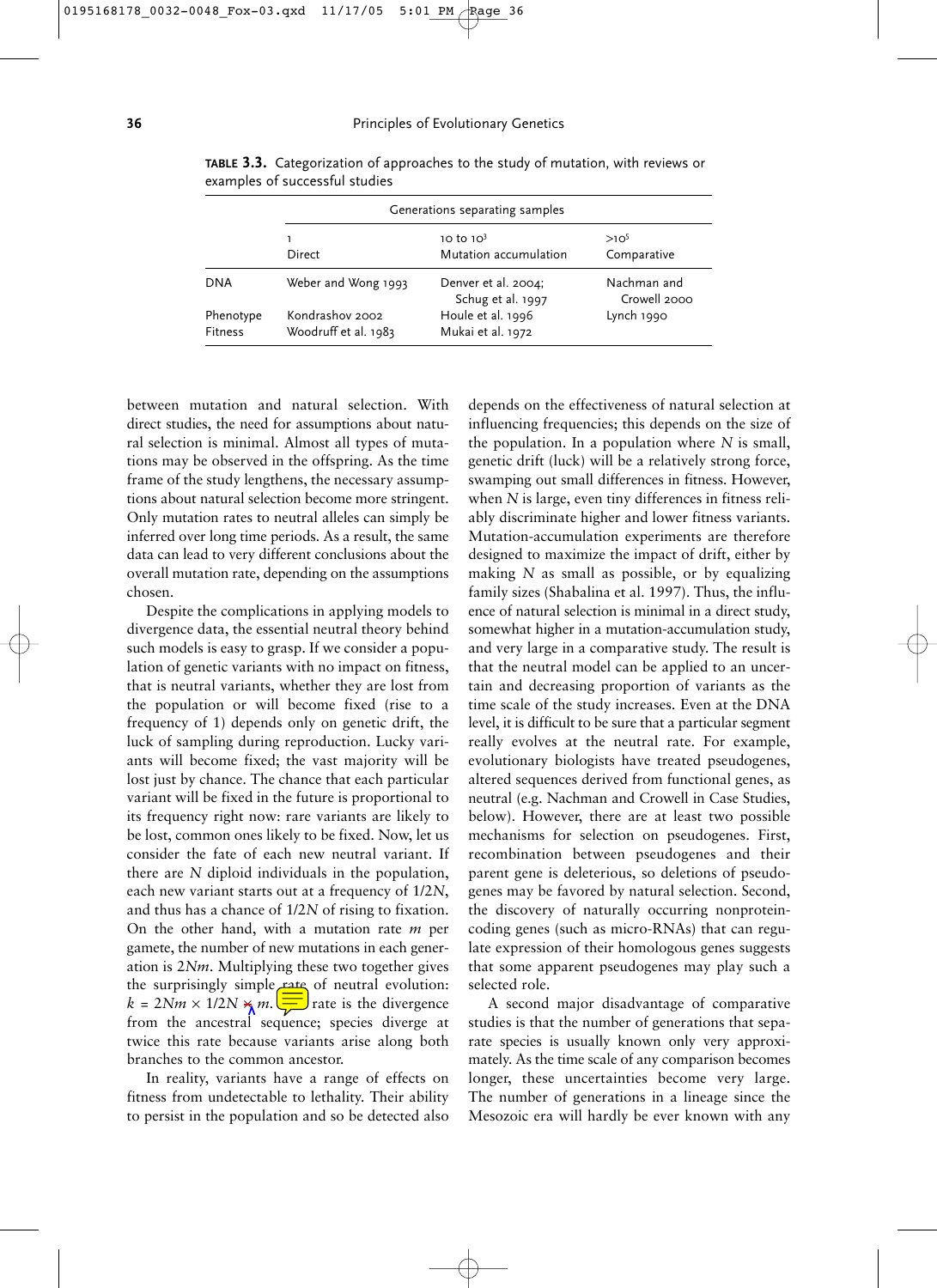**TABLE 3.3.** Categorization of approaches to the study of mutation, with reviews or examples of successful studies

| | Generations separating samples | | |
|---|---|---|---|
| | 1<br>Direct | 10 to $10^3$<br>Mutation accumulation | $>10^5$<br>Comparative |
| DNA | Weber and Wong 1993 | Denver et al. 2004; Schug et al. 1997 | Nachman and Crowell 2000 |
| Phenotype | Kondrashov 2002 | Houle et al. 1996 | Lynch 1990 |
| Fitness | Woodruff et al. 1983 | Mukai et al. 1972 | |

between mutation and natural selection. With direct studies, the need for assumptions about natural selection is minimal. Almost all types of mutations may be observed in the offspring. As the time frame of the study lengthens, the necessary assumptions about natural selection become more stringent. Only mutation rates to neutral alleles can simply be inferred over long time periods. As a result, the same data can lead to very different conclusions about the overall mutation rate, depending on the assumptions chosen.

Despite the complications in applying models to divergence data, the essential neutral theory behind such models is easy to grasp. If we consider a population of genetic variants with no impact on fitness, that is neutral variants, whether they are lost from the population or will become fixed (rise to a frequency of 1) depends only on genetic drift, the luck of sampling during reproduction. Lucky variants will become fixed; the vast majority will be lost just by chance. The chance that each particular variant will be fixed in the future is proportional to its frequency right now: rare variants are likely to be lost, common ones likely to be fixed. Now, let us consider the fate of each new neutral variant. If there are $N$ diploid individuals in the population, each new variant starts out at a frequency of $1/2N$, and thus has a chance of $1/2N$ of rising to fixation. On the other hand, with a mutation rate $m$ per gamete, the number of new mutations in each generation is $2Nm$. Multiplying these two together gives the surprisingly simple rate of neutral evolution: $k = 2Nm \times 1/2N = m$. This rate is the divergence from the ancestral sequence; species diverge at twice this rate because variants arise along both branches to the common ancestor.

In reality, variants have a range of effects on fitness from undetectable to lethality. Their ability to persist in the population and so be detected also depends on the effectiveness of natural selection at influencing frequencies; this depends on the size of the population. In a population where $N$ is small, genetic drift (luck) will be a relatively strong force, swamping out small differences in fitness. However, when $N$ is large, even tiny differences in fitness reliably discriminate higher and lower fitness variants. Mutation-accumulation experiments are therefore designed to maximize the impact of drift, either by making $N$ as small as possible, or by equalizing family sizes (Shabalina et al. 1997). Thus, the influence of natural selection is minimal in a direct study, somewhat higher in a mutation-accumulation study, and very large in a comparative study. The result is that the neutral model can be applied to an uncertain and decreasing proportion of variants as the time scale of the study increases. Even at the DNA level, it is difficult to be sure that a particular segment really evolves at the neutral rate. For example, evolutionary biologists have treated pseudogenes, altered sequences derived from functional genes, as neutral (e.g. Nachman and Crowell in Case Studies, below). However, there are at least two possible mechanisms for selection on pseudogenes. First, recombination between pseudogenes and their parent gene is deleterious, so deletions of pseudogenes may be favored by natural selection. Second, the discovery of naturally occurring nonprotein-coding genes (such as micro-RNAs) that can regulate expression of their homologous genes suggests that some apparent pseudogenes may play such a selected role.

A second major disadvantage of comparative studies is that the number of generations that separate species is usually known only very approximately. As the time scale of any comparison becomes longer, these uncertainties become very large. The number of generations in a lineage since the Mesozoic era will hardly be ever known with any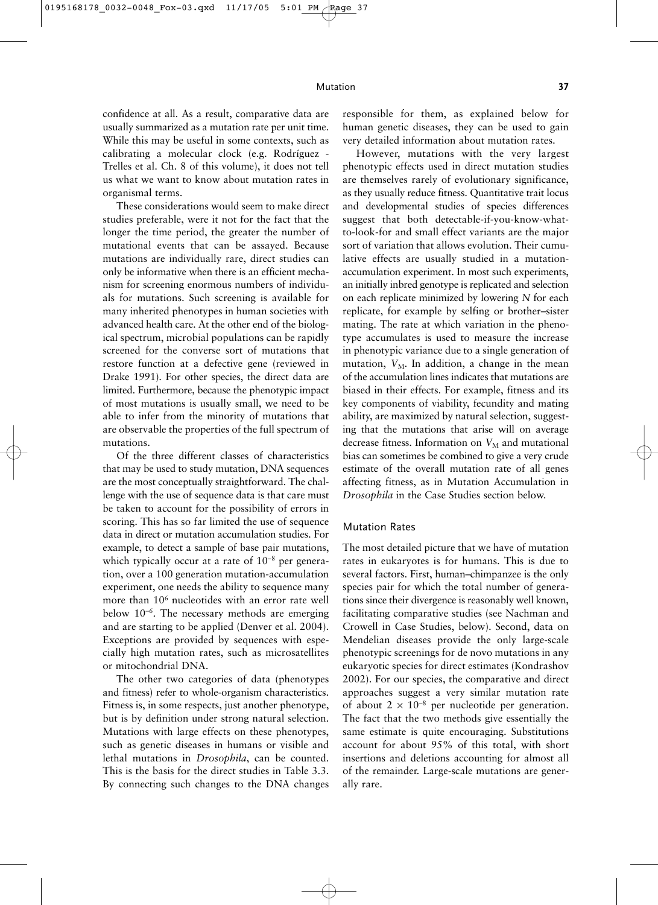confidence at all. As a result, comparative data are usually summarized as a mutation rate per unit time. While this may be useful in some contexts, such as calibrating a molecular clock (e.g. Rodríguez - Trelles et al. Ch. 8 of this volume), it does not tell us what we want to know about mutation rates in organismal terms.

These considerations would seem to make direct studies preferable, were it not for the fact that the longer the time period, the greater the number of mutational events that can be assayed. Because mutations are individually rare, direct studies can only be informative when there is an efficient mechanism for screening enormous numbers of individuals for mutations. Such screening is available for many inherited phenotypes in human societies with advanced health care. At the other end of the biological spectrum, microbial populations can be rapidly screened for the converse sort of mutations that restore function at a defective gene (reviewed in Drake 1991). For other species, the direct data are limited. Furthermore, because the phenotypic impact of most mutations is usually small, we need to be able to infer from the minority of mutations that are observable the properties of the full spectrum of mutations.

Of the three different classes of characteristics that may be used to study mutation, DNA sequences are the most conceptually straightforward. The challenge with the use of sequence data is that care must be taken to account for the possibility of errors in scoring. This has so far limited the use of sequence data in direct or mutation accumulation studies. For example, to detect a sample of base pair mutations, which typically occur at a rate of $10^{-8}$ per generation, over a 100 generation mutation-accumulation experiment, one needs the ability to sequence many more than $10^{6}$ nucleotides with an error rate well below $10^{-6}$. The necessary methods are emerging and are starting to be applied (Denver et al. 2004). Exceptions are provided by sequences with especially high mutation rates, such as microsatellites or mitochondrial DNA.

The other two categories of data (phenotypes and fitness) refer to whole-organism characteristics. Fitness is, in some respects, just another phenotype, but is by definition under strong natural selection. Mutations with large effects on these phenotypes, such as genetic diseases in humans or visible and lethal mutations in *Drosophila*, can be counted. This is the basis for the direct studies in Table 3.3. By connecting such changes to the DNA changes responsible for them, as explained below for human genetic diseases, they can be used to gain very detailed information about mutation rates.

However, mutations with the very largest phenotypic effects used in direct mutation studies are themselves rarely of evolutionary significance, as they usually reduce fitness. Quantitative trait locus and developmental studies of species differences suggest that both detectable-if-you-know-what-to-look-for and small effect variants are the major sort of variation that allows evolution. Their cumulative effects are usually studied in a mutation-accumulation experiment. In most such experiments, an initially inbred genotype is replicated and selection on each replicate minimized by lowering $N$ for each replicate, for example by selfing or brother–sister mating. The rate at which variation in the phenotype accumulates is used to measure the increase in phenotypic variance due to a single generation of mutation, $V_M$. In addition, a change in the mean of the accumulation lines indicates that mutations are biased in their effects. For example, fitness and its key components of viability, fecundity and mating ability, are maximized by natural selection, suggesting that the mutations that arise will on average decrease fitness. Information on $V_M$ and mutational bias can sometimes be combined to give a very crude estimate of the overall mutation rate of all genes affecting fitness, as in Mutation Accumulation in *Drosophila* in the Case Studies section below.

## Mutation Rates

The most detailed picture that we have of mutation rates in eukaryotes is for humans. This is due to several factors. First, human–chimpanzee is the only species pair for which the total number of generations since their divergence is reasonably well known, facilitating comparative studies (see Nachman and Crowell in Case Studies, below). Second, data on Mendelian diseases provide the only large-scale phenotypic screenings for de novo mutations in any eukaryotic species for direct estimates (Kondrashov 2002). For our species, the comparative and direct approaches suggest a very similar mutation rate of about $2 \times 10^{-8}$ per nucleotide per generation. The fact that the two methods give essentially the same estimate is quite encouraging. Substitutions account for about 95% of this total, with short insertions and deletions accounting for almost all of the remainder. Large-scale mutations are generally rare.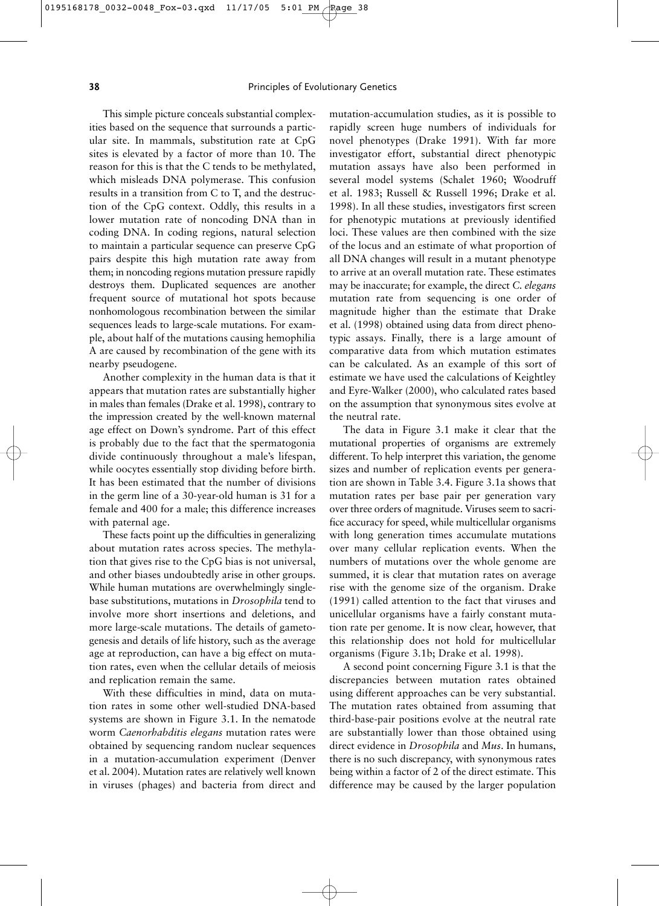This simple picture conceals substantial complexities based on the sequence that surrounds a particular site. In mammals, substitution rate at CpG sites is elevated by a factor of more than 10. The reason for this is that the C tends to be methylated, which misleads DNA polymerase. This confusion results in a transition from C to T, and the destruction of the CpG context. Oddly, this results in a lower mutation rate of noncoding DNA than in coding DNA. In coding regions, natural selection to maintain a particular sequence can preserve CpG pairs despite this high mutation rate away from them; in noncoding regions mutation pressure rapidly destroys them. Duplicated sequences are another frequent source of mutational hot spots because nonhomologous recombination between the similar sequences leads to large-scale mutations. For example, about half of the mutations causing hemophilia A are caused by recombination of the gene with its nearby pseudogene.

Another complexity in the human data is that it appears that mutation rates are substantially higher in males than females (Drake et al. 1998), contrary to the impression created by the well-known maternal age effect on Down's syndrome. Part of this effect is probably due to the fact that the spermatogonia divide continuously throughout a male's lifespan, while oocytes essentially stop dividing before birth. It has been estimated that the number of divisions in the germ line of a 30-year-old human is 31 for a female and 400 for a male; this difference increases with paternal age.

These facts point up the difficulties in generalizing about mutation rates across species. The methylation that gives rise to the CpG bias is not universal, and other biases undoubtedly arise in other groups. While human mutations are overwhelmingly single-base substitutions, mutations in *Drosophila* tend to involve more short insertions and deletions, and more large-scale mutations. The details of gametogenesis and details of life history, such as the average age at reproduction, can have a big effect on mutation rates, even when the cellular details of meiosis and replication remain the same.

With these difficulties in mind, data on mutation rates in some other well-studied DNA-based systems are shown in Figure 3.1. In the nematode worm *Caenorhabditis elegans* mutation rates were obtained by sequencing random nuclear sequences in a mutation-accumulation experiment (Denver et al. 2004). Mutation rates are relatively well known in viruses (phages) and bacteria from direct and mutation-accumulation studies, as it is possible to rapidly screen huge numbers of individuals for novel phenotypes (Drake 1991). With far more investigator effort, substantial direct phenotypic mutation assays have also been performed in several model systems (Schalet 1960; Woodruff et al. 1983; Russell & Russell 1996; Drake et al. 1998). In all these studies, investigators first screen for phenotypic mutations at previously identified loci. These values are then combined with the size of the locus and an estimate of what proportion of all DNA changes will result in a mutant phenotype to arrive at an overall mutation rate. These estimates may be inaccurate; for example, the direct *C. elegans* mutation rate from sequencing is one order of magnitude higher than the estimate that Drake et al. (1998) obtained using data from direct phenotypic assays. Finally, there is a large amount of comparative data from which mutation estimates can be calculated. As an example of this sort of estimate we have used the calculations of Keightley and Eyre-Walker (2000), who calculated rates based on the assumption that synonymous sites evolve at the neutral rate.

The data in Figure 3.1 make it clear that the mutational properties of organisms are extremely different. To help interpret this variation, the genome sizes and number of replication events per generation are shown in Table 3.4. Figure 3.1a shows that mutation rates per base pair per generation vary over three orders of magnitude. Viruses seem to sacrifice accuracy for speed, while multicellular organisms with long generation times accumulate mutations over many cellular replication events. When the numbers of mutations over the whole genome are summed, it is clear that mutation rates on average rise with the genome size of the organism. Drake (1991) called attention to the fact that viruses and unicellular organisms have a fairly constant mutation rate per genome. It is now clear, however, that this relationship does not hold for multicellular organisms (Figure 3.1b; Drake et al. 1998).

A second point concerning Figure 3.1 is that the discrepancies between mutation rates obtained using different approaches can be very substantial. The mutation rates obtained from assuming that third-base-pair positions evolve at the neutral rate are substantially lower than those obtained using direct evidence in *Drosophila* and *Mus*. In humans, there is no such discrepancy, with synonymous rates being within a factor of 2 of the direct estimate. This difference may be caused by the larger population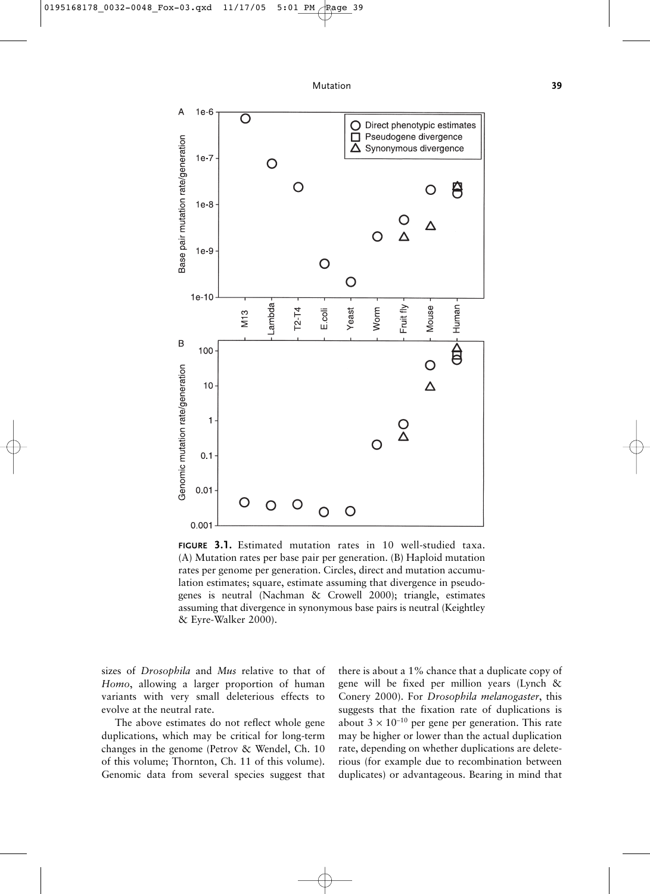**FIGURE 3.1.** Estimated mutation rates in 10 well-studied taxa. (A) Mutation rates per base pair per generation. (B) Haploid mutation rates per genome per generation. Circles, direct and mutation accumulation estimates; square, estimate assuming that divergence in pseudogenes is neutral (Nachman & Crowell 2000); triangle, estimates assuming that divergence in synonymous base pairs is neutral (Keightley & Eyre-Walker 2000).

sizes of *Drosophila* and *Mus* relative to that of *Homo*, allowing a larger proportion of human variants with very small deleterious effects to evolve at the neutral rate.

The above estimates do not reflect whole gene duplications, which may be critical for long-term changes in the genome (Petrov & Wendel, Ch. 10 of this volume; Thornton, Ch. 11 of this volume). Genomic data from several species suggest that there is about a 1% chance that a duplicate copy of gene will be fixed per million years (Lynch & Conery 2000). For *Drosophila melanogaster*, this suggests that the fixation rate of duplications is about $3 \times 10^{-10}$ per gene per generation. This rate may be higher or lower than the actual duplication rate, depending on whether duplications are deleterious (for example due to recombination between duplicates) or advantageous. Bearing in mind that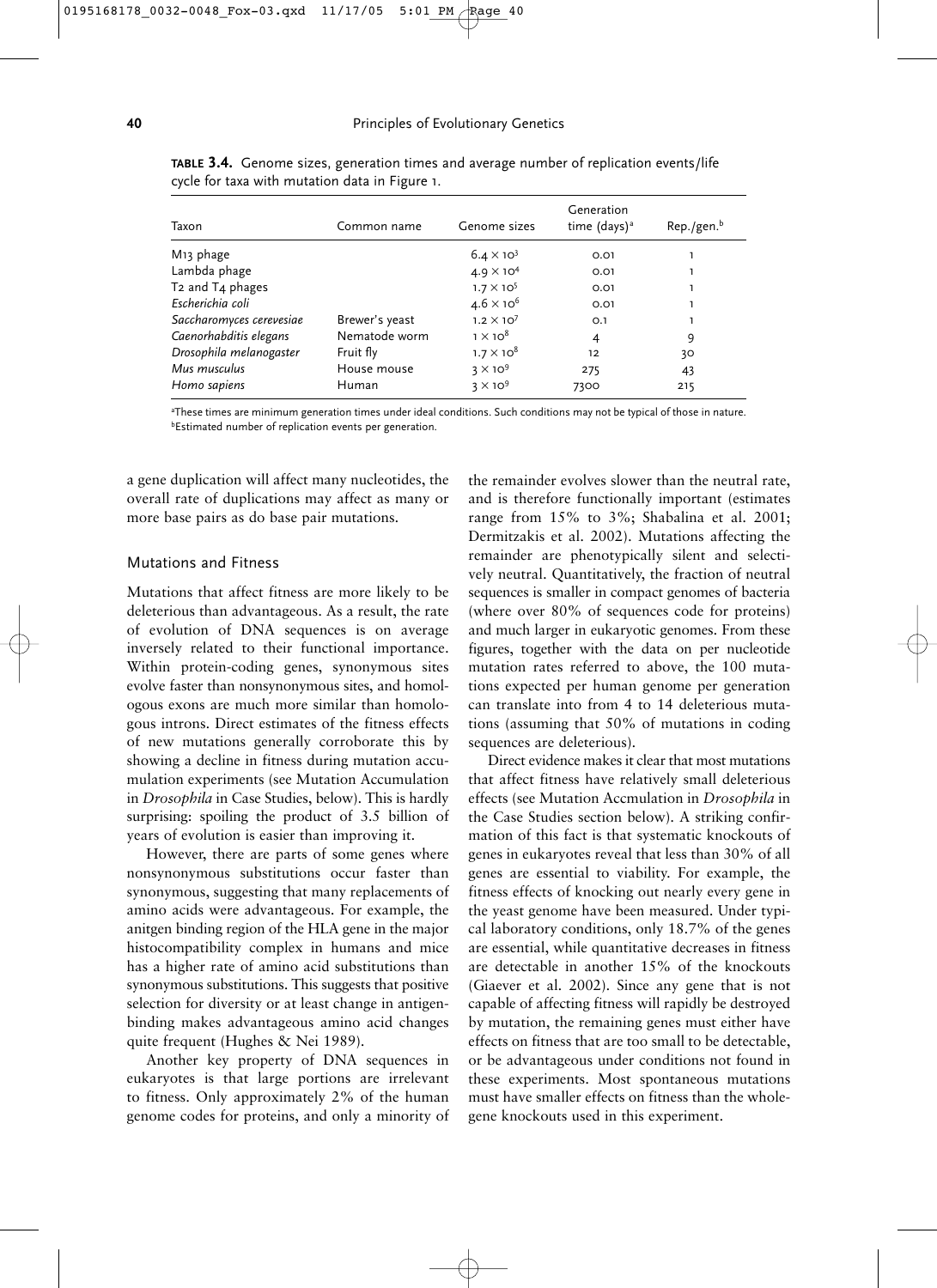**TABLE 3.4.** Genome sizes, generation times and average number of replication events/life cycle for taxa with mutation data in Figure 1.

| Taxon | Common name | Genome sizes | Generation time (days)[a] | Rep./gen.[b] |
|---|---|---|---|---|
| M13 phage | | $6.4 \times 10^3$ | 0.01 | 1 |
| Lambda phage | | $4.9 \times 10^4$ | 0.01 | 1 |
| T2 and T4 phages | | $1.7 \times 10^5$ | 0.01 | 1 |
| *Escherichia coli* | | $4.6 \times 10^6$ | 0.01 | 1 |
| *Saccharomyces cerevesiae* | Brewer's yeast | $1.2 \times 10^7$ | 0.1 | 1 |
| *Caenorhabditis elegans* | Nematode worm | $1 \times 10^8$ | 4 | 9 |
| *Drosophila melanogaster* | Fruit fly | $1.7 \times 10^8$ | 12 | 30 |
| *Mus musculus* | House mouse | $3 \times 10^9$ | 275 | 43 |
| *Homo sapiens* | Human | $3 \times 10^9$ | 7300 | 215 |

[a]These times are minimum generation times under ideal conditions. Such conditions may not be typical of those in nature.
[b]Estimated number of replication events per generation.

a gene duplication will affect many nucleotides, the overall rate of duplications may affect as many or more base pairs as do base pair mutations.

## Mutations and Fitness

Mutations that affect fitness are more likely to be deleterious than advantageous. As a result, the rate of evolution of DNA sequences is on average inversely related to their functional importance. Within protein-coding genes, synonymous sites evolve faster than nonsynonymous sites, and homologous exons are much more similar than homologous introns. Direct estimates of the fitness effects of new mutations generally corroborate this by showing a decline in fitness during mutation accumulation experiments (see Mutation Accumulation in *Drosophila* in Case Studies, below). This is hardly surprising: spoiling the product of 3.5 billion of years of evolution is easier than improving it.

However, there are parts of some genes where nonsynonymous substitutions occur faster than synonymous, suggesting that many replacements of amino acids were advantageous. For example, the anitgen binding region of the HLA gene in the major histocompatibility complex in humans and mice has a higher rate of amino acid substitutions than synonymous substitutions. This suggests that positive selection for diversity or at least change in antigen-binding makes advantageous amino acid changes quite frequent (Hughes & Nei 1989).

Another key property of DNA sequences in eukaryotes is that large portions are irrelevant to fitness. Only approximately 2% of the human genome codes for proteins, and only a minority of the remainder evolves slower than the neutral rate, and is therefore functionally important (estimates range from 15% to 3%; Shabalina et al. 2001; Dermitzakis et al. 2002). Mutations affecting the remainder are phenotypically silent and selectively neutral. Quantitatively, the fraction of neutral sequences is smaller in compact genomes of bacteria (where over 80% of sequences code for proteins) and much larger in eukaryotic genomes. From these figures, together with the data on per nucleotide mutation rates referred to above, the 100 mutations expected per human genome per generation can translate into from 4 to 14 deleterious mutations (assuming that 50% of mutations in coding sequences are deleterious).

Direct evidence makes it clear that most mutations that affect fitness have relatively small deleterious effects (see Mutation Accmulation in *Drosophila* in the Case Studies section below). A striking confirmation of this fact is that systematic knockouts of genes in eukaryotes reveal that less than 30% of all genes are essential to viability. For example, the fitness effects of knocking out nearly every gene in the yeast genome have been measured. Under typical laboratory conditions, only 18.7% of the genes are essential, while quantitative decreases in fitness are detectable in another 15% of the knockouts (Giaever et al. 2002). Since any gene that is not capable of affecting fitness will rapidly be destroyed by mutation, the remaining genes must either have effects on fitness that are too small to be detectable, or be advantageous under conditions not found in these experiments. Most spontaneous mutations must have smaller effects on fitness than the whole-gene knockouts used in this experiment.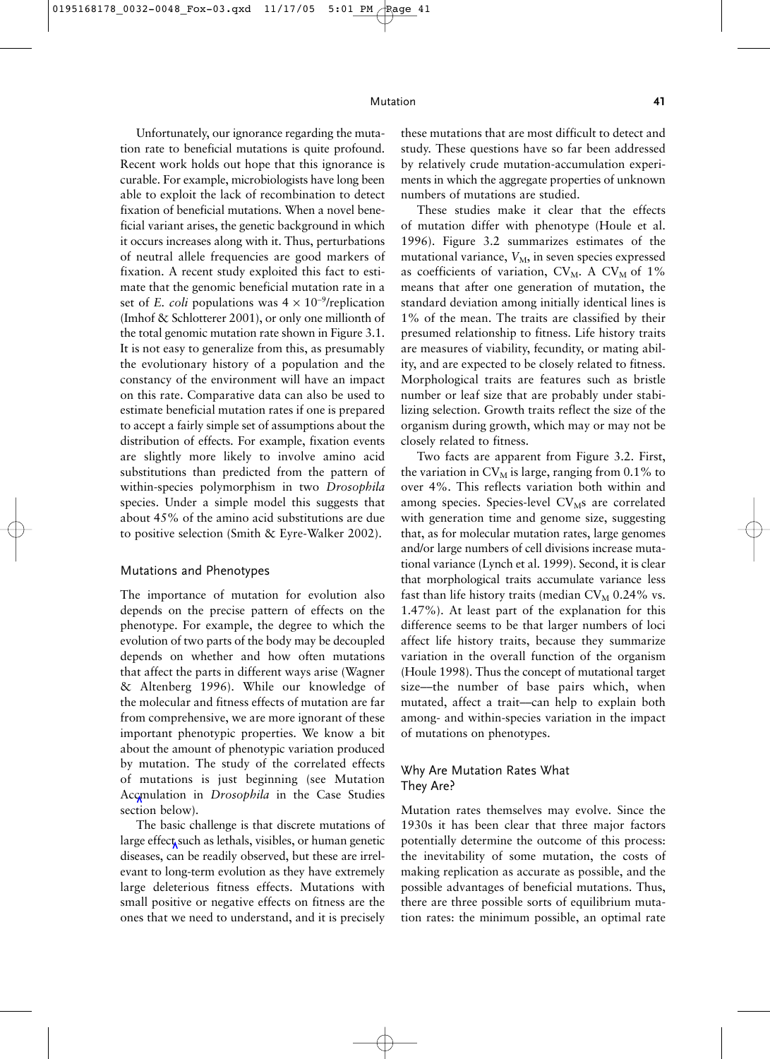Unfortunately, our ignorance regarding the mutation rate to beneficial mutations is quite profound. Recent work holds out hope that this ignorance is curable. For example, microbiologists have long been able to exploit the lack of recombination to detect fixation of beneficial mutations. When a novel beneficial variant arises, the genetic background in which it occurs increases along with it. Thus, perturbations of neutral allele frequencies are good markers of fixation. A recent study exploited this fact to estimate that the genomic beneficial mutation rate in a set of *E. coli* populations was $4 \times 10^{-9}$/replication (Imhof & Schlotterer 2001), or only one millionth of the total genomic mutation rate shown in Figure 3.1. It is not easy to generalize from this, as presumably the evolutionary history of a population and the constancy of the environment will have an impact on this rate. Comparative data can also be used to estimate beneficial mutation rates if one is prepared to accept a fairly simple set of assumptions about the distribution of effects. For example, fixation events are slightly more likely to involve amino acid substitutions than predicted from the pattern of within-species polymorphism in two *Drosophila* species. Under a simple model this suggests that about 45% of the amino acid substitutions are due to positive selection (Smith & Eyre-Walker 2002).

## Mutations and Phenotypes

The importance of mutation for evolution also depends on the precise pattern of effects on the phenotype. For example, the degree to which the evolution of two parts of the body may be decoupled depends on whether and how often mutations that affect the parts in different ways arise (Wagner & Altenberg 1996). While our knowledge of the molecular and fitness effects of mutation are far from comprehensive, we are more ignorant of these important phenotypic properties. We know a bit about the amount of phenotypic variation produced by mutation. The study of the correlated effects of mutations is just beginning (see Mutation Accmulation in *Drosophila* in the Case Studies section below).

The basic challenge is that discrete mutations of large effect such as lethals, visibles, or human genetic diseases, can be readily observed, but these are irrelevant to long-term evolution as they have extremely large deleterious fitness effects. Mutations with small positive or negative effects on fitness are the ones that we need to understand, and it is precisely these mutations that are most difficult to detect and study. These questions have so far been addressed by relatively crude mutation-accumulation experiments in which the aggregate properties of unknown numbers of mutations are studied.

These studies make it clear that the effects of mutation differ with phenotype (Houle et al. 1996). Figure 3.2 summarizes estimates of the mutational variance, $V_M$, in seven species expressed as coefficients of variation, $CV_M$. A $CV_M$ of 1% means that after one generation of mutation, the standard deviation among initially identical lines is 1% of the mean. The traits are classified by their presumed relationship to fitness. Life history traits are measures of viability, fecundity, or mating ability, and are expected to be closely related to fitness. Morphological traits are features such as bristle number or leaf size that are probably under stabilizing selection. Growth traits reflect the size of the organism during growth, which may or may not be closely related to fitness.

Two facts are apparent from Figure 3.2. First, the variation in $CV_M$ is large, ranging from 0.1% to over 4%. This reflects variation both within and among species. Species-level $CV_M$s are correlated with generation time and genome size, suggesting that, as for molecular mutation rates, large genomes and/or large numbers of cell divisions increase mutational variance (Lynch et al. 1999). Second, it is clear that morphological traits accumulate variance less fast than life history traits (median $CV_M$ 0.24% vs. 1.47%). At least part of the explanation for this difference seems to be that larger numbers of loci affect life history traits, because they summarize variation in the overall function of the organism (Houle 1998). Thus the concept of mutational target size—the number of base pairs which, when mutated, affect a trait—can help to explain both among- and within-species variation in the impact of mutations on phenotypes.

## Why Are Mutation Rates What They Are?

Mutation rates themselves may evolve. Since the 1930s it has been clear that three major factors potentially determine the outcome of this process: the inevitability of some mutation, the costs of making replication as accurate as possible, and the possible advantages of beneficial mutations. Thus, there are three possible sorts of equilibrium mutation rates: the minimum possible, an optimal rate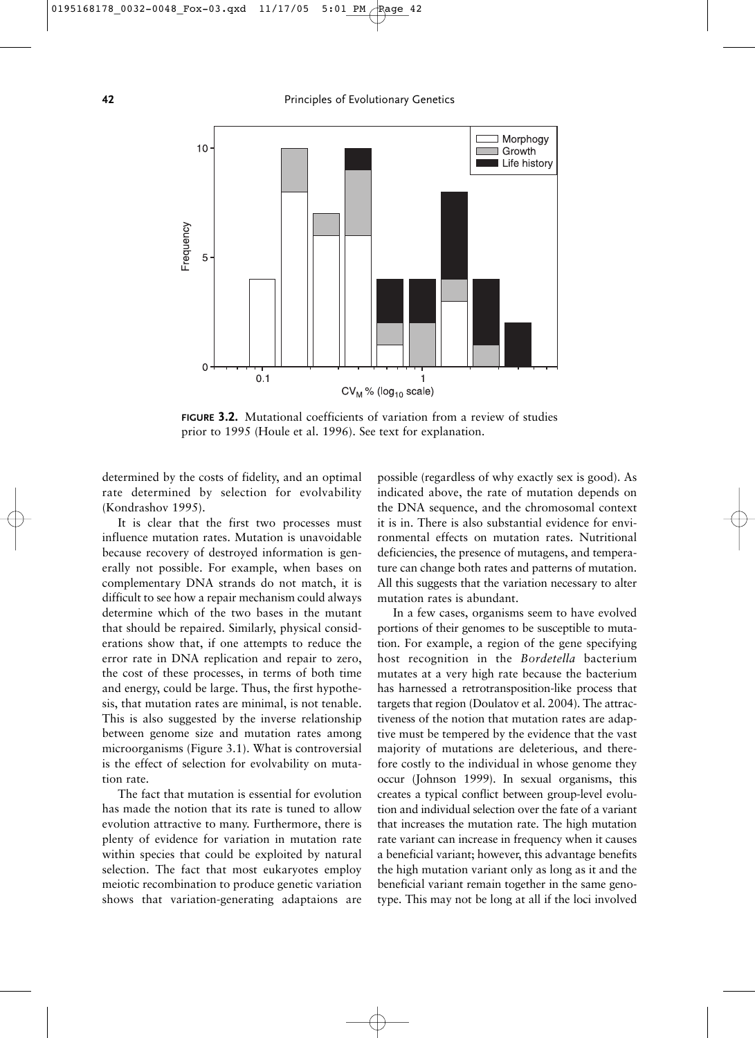**FIGURE 3.2.** Mutational coefficients of variation from a review of studies prior to 1995 (Houle et al. 1996). See text for explanation.

determined by the costs of fidelity, and an optimal rate determined by selection for evolvability (Kondrashov 1995).

It is clear that the first two processes must influence mutation rates. Mutation is unavoidable because recovery of destroyed information is generally not possible. For example, when bases on complementary DNA strands do not match, it is difficult to see how a repair mechanism could always determine which of the two bases in the mutant that should be repaired. Similarly, physical considerations show that, if one attempts to reduce the error rate in DNA replication and repair to zero, the cost of these processes, in terms of both time and energy, could be large. Thus, the first hypothesis, that mutation rates are minimal, is not tenable. This is also suggested by the inverse relationship between genome size and mutation rates among microorganisms (Figure 3.1). What is controversial is the effect of selection for evolvability on mutation rate.

The fact that mutation is essential for evolution has made the notion that its rate is tuned to allow evolution attractive to many. Furthermore, there is plenty of evidence for variation in mutation rate within species that could be exploited by natural selection. The fact that most eukaryotes employ meiotic recombination to produce genetic variation shows that variation-generating adaptaions are possible (regardless of why exactly sex is good). As indicated above, the rate of mutation depends on the DNA sequence, and the chromosomal context it is in. There is also substantial evidence for environmental effects on mutation rates. Nutritional deficiencies, the presence of mutagens, and temperature can change both rates and patterns of mutation. All this suggests that the variation necessary to alter mutation rates is abundant.

In a few cases, organisms seem to have evolved portions of their genomes to be susceptible to mutation. For example, a region of the gene specifying host recognition in the *Bordetella* bacterium mutates at a very high rate because the bacterium has harnessed a retrotransposition-like process that targets that region (Doulatov et al. 2004). The attractiveness of the notion that mutation rates are adaptive must be tempered by the evidence that the vast majority of mutations are deleterious, and therefore costly to the individual in whose genome they occur (Johnson 1999). In sexual organisms, this creates a typical conflict between group-level evolution and individual selection over the fate of a variant that increases the mutation rate. The high mutation rate variant can increase in frequency when it causes a beneficial variant; however, this advantage benefits the high mutation variant only as long as it and the beneficial variant remain together in the same genotype. This may not be long at all if the loci involved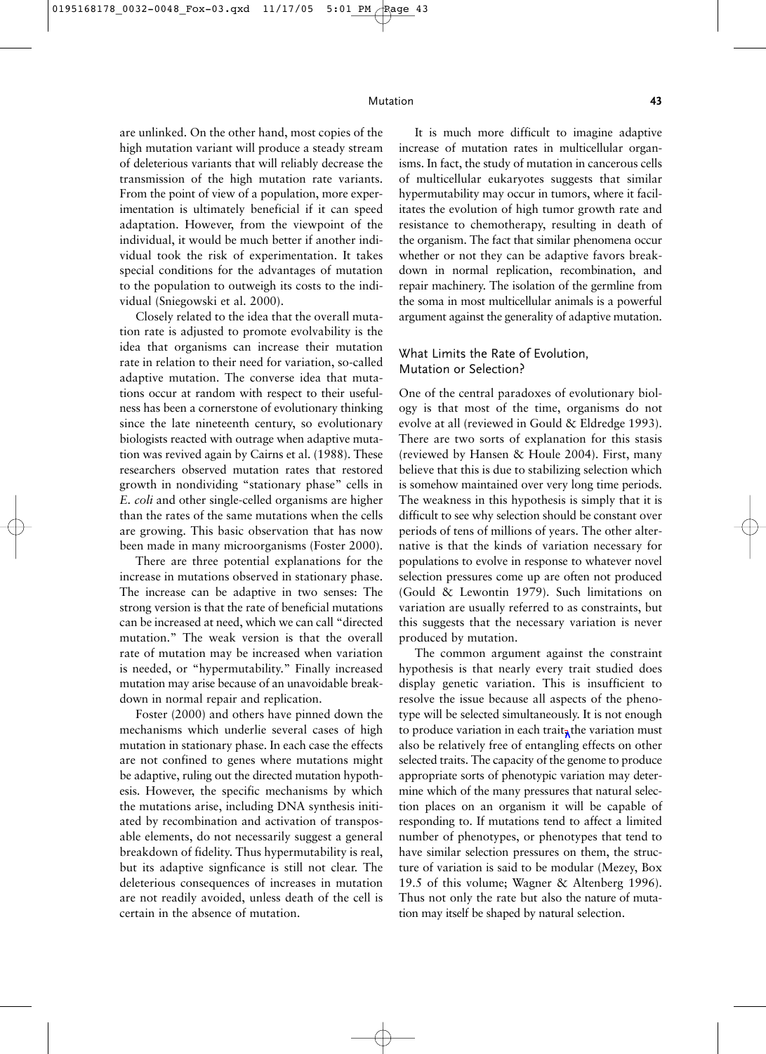are unlinked. On the other hand, most copies of the high mutation variant will produce a steady stream of deleterious variants that will reliably decrease the transmission of the high mutation rate variants. From the point of view of a population, more experimentation is ultimately beneficial if it can speed adaptation. However, from the viewpoint of the individual, it would be much better if another individual took the risk of experimentation. It takes special conditions for the advantages of mutation to the population to outweigh its costs to the individual (Sniegowski et al. 2000).

Closely related to the idea that the overall mutation rate is adjusted to promote evolvability is the idea that organisms can increase their mutation rate in relation to their need for variation, so-called adaptive mutation. The converse idea that mutations occur at random with respect to their usefulness has been a cornerstone of evolutionary thinking since the late nineteenth century, so evolutionary biologists reacted with outrage when adaptive mutation was revived again by Cairns et al. (1988). These researchers observed mutation rates that restored growth in nondividing "stationary phase" cells in *E. coli* and other single-celled organisms are higher than the rates of the same mutations when the cells are growing. This basic observation that has now been made in many microorganisms (Foster 2000).

There are three potential explanations for the increase in mutations observed in stationary phase. The increase can be adaptive in two senses: The strong version is that the rate of beneficial mutations can be increased at need, which we can call "directed mutation." The weak version is that the overall rate of mutation may be increased when variation is needed, or "hypermutability." Finally increased mutation may arise because of an unavoidable breakdown in normal repair and replication.

Foster (2000) and others have pinned down the mechanisms which underlie several cases of high mutation in stationary phase. In each case the effects are not confined to genes where mutations might be adaptive, ruling out the directed mutation hypothesis. However, the specific mechanisms by which the mutations arise, including DNA synthesis initiated by recombination and activation of transposable elements, do not necessarily suggest a general breakdown of fidelity. Thus hypermutability is real, but its adaptive signficance is still not clear. The deleterious consequences of increases in mutation are not readily avoided, unless death of the cell is certain in the absence of mutation.

It is much more difficult to imagine adaptive increase of mutation rates in multicellular organisms. In fact, the study of mutation in cancerous cells of multicellular eukaryotes suggests that similar hypermutability may occur in tumors, where it facilitates the evolution of high tumor growth rate and resistance to chemotherapy, resulting in death of the organism. The fact that similar phenomena occur whether or not they can be adaptive favors breakdown in normal replication, recombination, and repair machinery. The isolation of the germline from the soma in most multicellular animals is a powerful argument against the generality of adaptive mutation.

## What Limits the Rate of Evolution, Mutation or Selection?

One of the central paradoxes of evolutionary biology is that most of the time, organisms do not evolve at all (reviewed in Gould & Eldredge 1993). There are two sorts of explanation for this stasis (reviewed by Hansen & Houle 2004). First, many believe that this is due to stabilizing selection which is somehow maintained over very long time periods. The weakness in this hypothesis is simply that it is difficult to see why selection should be constant over periods of tens of millions of years. The other alternative is that the kinds of variation necessary for populations to evolve in response to whatever novel selection pressures come up are often not produced (Gould & Lewontin 1979). Such limitations on variation are usually referred to as constraints, but this suggests that the necessary variation is never produced by mutation.

The common argument against the constraint hypothesis is that nearly every trait studied does display genetic variation. This is insufficient to resolve the issue because all aspects of the phenotype will be selected simultaneously. It is not enough to produce variation in each trait, the variation must also be relatively free of entangling effects on other selected traits. The capacity of the genome to produce appropriate sorts of phenotypic variation may determine which of the many pressures that natural selection places on an organism it will be capable of responding to. If mutations tend to affect a limited number of phenotypes, or phenotypes that tend to have similar selection pressures on them, the structure of variation is said to be modular (Mezey, Box 19.5 of this volume; Wagner & Altenberg 1996). Thus not only the rate but also the nature of mutation may itself be shaped by natural selection.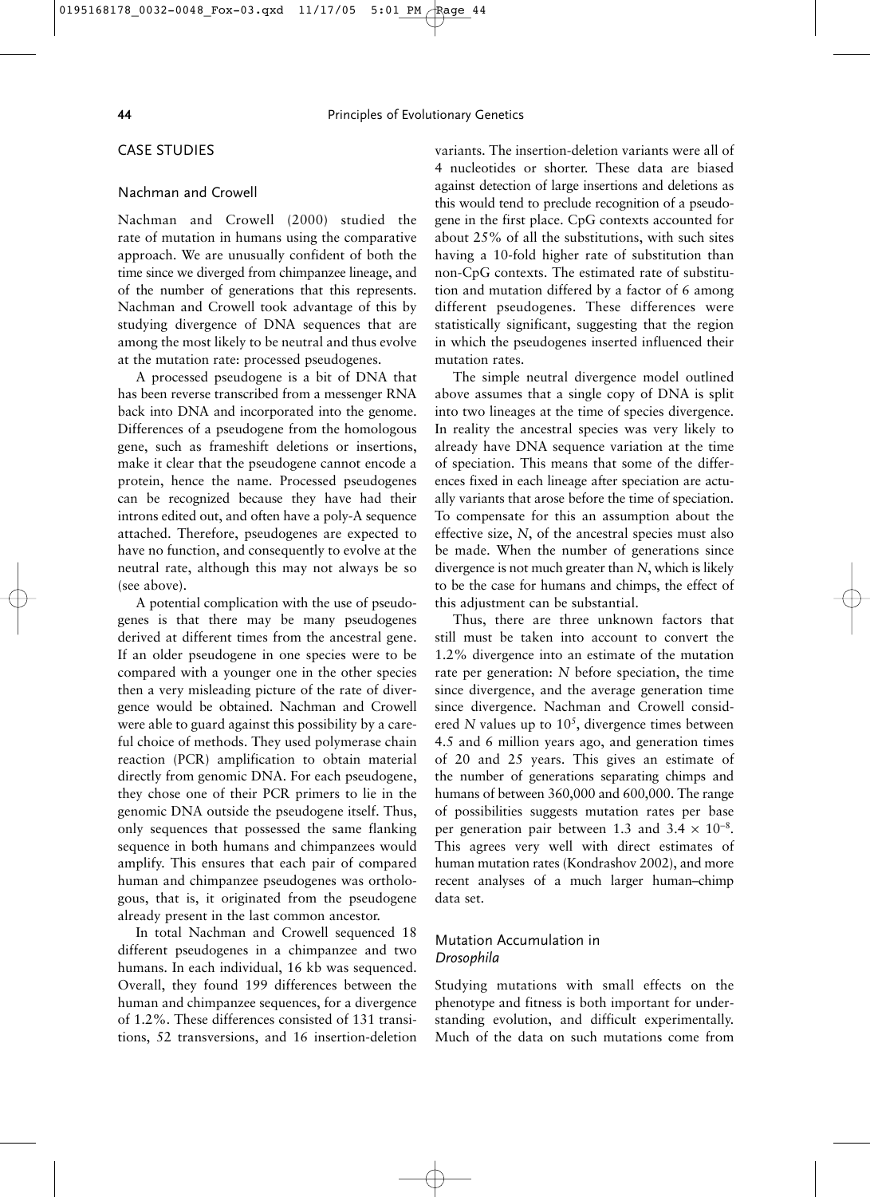## CASE STUDIES

### Nachman and Crowell

Nachman and Crowell (2000) studied the rate of mutation in humans using the comparative approach. We are unusually confident of both the time since we diverged from chimpanzee lineage, and of the number of generations that this represents. Nachman and Crowell took advantage of this by studying divergence of DNA sequences that are among the most likely to be neutral and thus evolve at the mutation rate: processed pseudogenes.

A processed pseudogene is a bit of DNA that has been reverse transcribed from a messenger RNA back into DNA and incorporated into the genome. Differences of a pseudogene from the homologous gene, such as frameshift deletions or insertions, make it clear that the pseudogene cannot encode a protein, hence the name. Processed pseudogenes can be recognized because they have had their introns edited out, and often have a poly-A sequence attached. Therefore, pseudogenes are expected to have no function, and consequently to evolve at the neutral rate, although this may not always be so (see above).

A potential complication with the use of pseudogenes is that there may be many pseudogenes derived at different times from the ancestral gene. If an older pseudogene in one species were to be compared with a younger one in the other species then a very misleading picture of the rate of divergence would be obtained. Nachman and Crowell were able to guard against this possibility by a careful choice of methods. They used polymerase chain reaction (PCR) amplification to obtain material directly from genomic DNA. For each pseudogene, they chose one of their PCR primers to lie in the genomic DNA outside the pseudogene itself. Thus, only sequences that possessed the same flanking sequence in both humans and chimpanzees would amplify. This ensures that each pair of compared human and chimpanzee pseudogenes was orthologous, that is, it originated from the pseudogene already present in the last common ancestor.

In total Nachman and Crowell sequenced 18 different pseudogenes in a chimpanzee and two humans. In each individual, 16 kb was sequenced. Overall, they found 199 differences between the human and chimpanzee sequences, for a divergence of 1.2%. These differences consisted of 131 transitions, 52 transversions, and 16 insertion-deletion variants. The insertion-deletion variants were all of 4 nucleotides or shorter. These data are biased against detection of large insertions and deletions as this would tend to preclude recognition of a pseudogene in the first place. CpG contexts accounted for about 25% of all the substitutions, with such sites having a 10-fold higher rate of substitution than non-CpG contexts. The estimated rate of substitution and mutation differed by a factor of 6 among different pseudogenes. These differences were statistically significant, suggesting that the region in which the pseudogenes inserted influenced their mutation rates.

The simple neutral divergence model outlined above assumes that a single copy of DNA is split into two lineages at the time of species divergence. In reality the ancestral species was very likely to already have DNA sequence variation at the time of speciation. This means that some of the differences fixed in each lineage after speciation are actually variants that arose before the time of speciation. To compensate for this an assumption about the effective size, $N$, of the ancestral species must also be made. When the number of generations since divergence is not much greater than $N$, which is likely to be the case for humans and chimps, the effect of this adjustment can be substantial.

Thus, there are three unknown factors that still must be taken into account to convert the 1.2% divergence into an estimate of the mutation rate per generation: $N$ before speciation, the time since divergence, and the average generation time since divergence. Nachman and Crowell considered $N$ values up to $10^5$, divergence times between 4.5 and 6 million years ago, and generation times of 20 and 25 years. This gives an estimate of the number of generations separating chimps and humans of between 360,000 and 600,000. The range of possibilities suggests mutation rates per base per generation pair between 1.3 and $3.4 \times 10^{-8}$. This agrees very well with direct estimates of human mutation rates (Kondrashov 2002), and more recent analyses of a much larger human–chimp data set.

### Mutation Accumulation in *Drosophila*

Studying mutations with small effects on the phenotype and fitness is both important for understanding evolution, and difficult experimentally. Much of the data on such mutations come from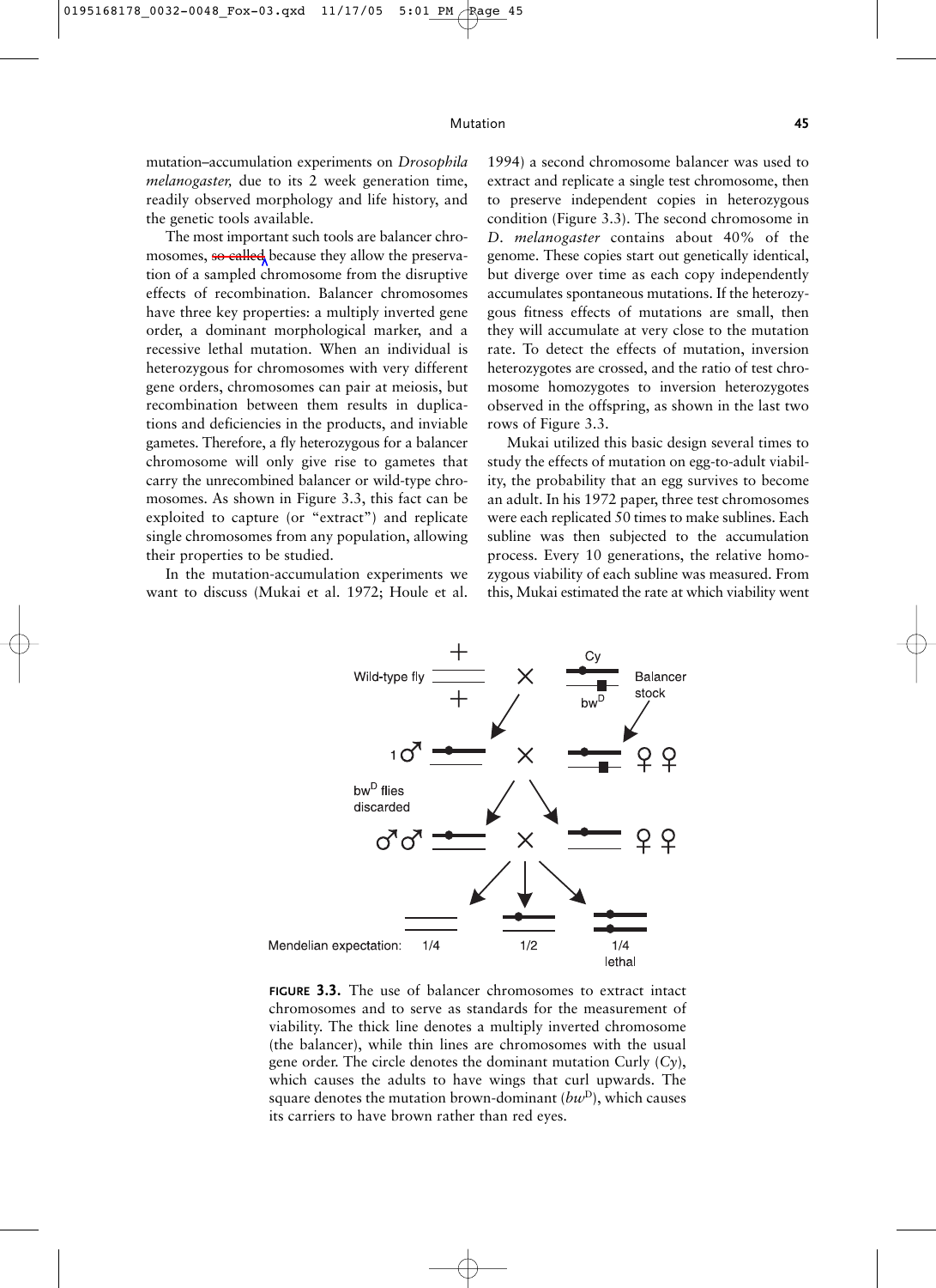mutation–accumulation experiments on *Drosophila melanogaster,* due to its 2 week generation time, readily observed morphology and life history, and the genetic tools available.

The most important such tools are balancer chromosomes, ~~so called~~ because they allow the preservation of a sampled chromosome from the disruptive effects of recombination. Balancer chromosomes have three key properties: a multiply inverted gene order, a dominant morphological marker, and a recessive lethal mutation. When an individual is heterozygous for chromosomes with very different gene orders, chromosomes can pair at meiosis, but recombination between them results in duplications and deficiencies in the products, and inviable gametes. Therefore, a fly heterozygous for a balancer chromosome will only give rise to gametes that carry the unrecombined balancer or wild-type chromosomes. As shown in Figure 3.3, this fact can be exploited to capture (or "extract") and replicate single chromosomes from any population, allowing their properties to be studied.

In the mutation-accumulation experiments we want to discuss (Mukai et al. 1972; Houle et al. 1994) a second chromosome balancer was used to extract and replicate a single test chromosome, then to preserve independent copies in heterozygous condition (Figure 3.3). The second chromosome in *D. melanogaster* contains about 40% of the genome. These copies start out genetically identical, but diverge over time as each copy independently accumulates spontaneous mutations. If the heterozygous fitness effects of mutations are small, then they will accumulate at very close to the mutation rate. To detect the effects of mutation, inversion heterozygotes are crossed, and the ratio of test chromosome homozygotes to inversion heterozygotes observed in the offspring, as shown in the last two rows of Figure 3.3.

Mukai utilized this basic design several times to study the effects of mutation on egg-to-adult viability, the probability that an egg survives to become an adult. In his 1972 paper, three test chromosomes were each replicated 50 times to make sublines. Each subline was then subjected to the accumulation process. Every 10 generations, the relative homozygous viability of each subline was measured. From this, Mukai estimated the rate at which viability went

**FIGURE 3.3.** The use of balancer chromosomes to extract intact chromosomes and to serve as standards for the measurement of viability. The thick line denotes a multiply inverted chromosome (the balancer), while thin lines are chromosomes with the usual gene order. The circle denotes the dominant mutation Curly (*Cy*), which causes the adults to have wings that curl upwards. The square denotes the mutation brown-dominant ($bw^D$), which causes its carriers to have brown rather than red eyes.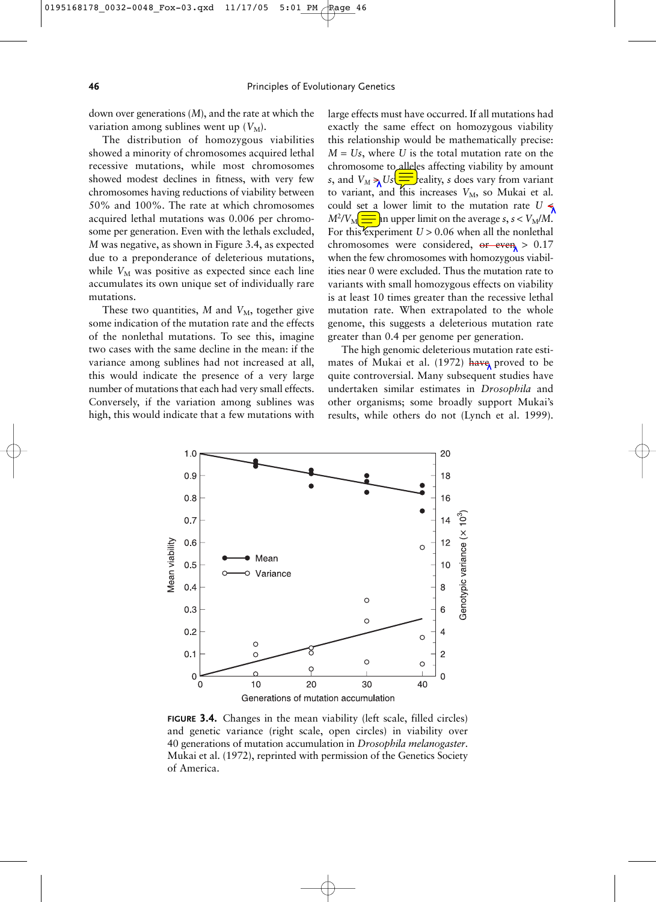down over generations ($M$), and the rate at which the variation among sublines went up ($V_M$).

The distribution of homozygous viabilities showed a minority of chromosomes acquired lethal recessive mutations, while most chromosomes showed modest declines in fitness, with very few chromosomes having reductions of viability between 50% and 100%. The rate at which chromosomes acquired lethal mutations was 0.006 per chromosome per generation. Even with the lethals excluded, $M$ was negative, as shown in Figure 3.4, as expected due to a preponderance of deleterious mutations, while $V_M$ was positive as expected since each line accumulates its own unique set of individually rare mutations.

These two quantities, $M$ and $V_M$, together give some indication of the mutation rate and the effects of the nonlethal mutations. To see this, imagine two cases with the same decline in the mean: if the variance among sublines had not increased at all, this would indicate the presence of a very large number of mutations that each had very small effects. Conversely, if the variation among sublines was high, this would indicate that a few mutations with large effects must have occurred. If all mutations had exactly the same effect on homozygous viability this relationship would be mathematically precise: $M = Us$, where $U$ is the total mutation rate on the chromosome to alleles affecting viability by amount $s$, and $V_M \geq Us$ reality, $s$ does vary from variant to variant, and this increases $V_M$, so Mukai et al. could set a lower limit to the mutation rate $U <$ $M^2/V_M$ an upper limit on the average $s$, $s < V_M/M$. For this experiment $U > 0.06$ when all the nonlethal chromosomes were considered, ~~or even~~ $> 0.17$ when the few chromosomes with homozygous viabilities near 0 were excluded. Thus the mutation rate to variants with small homozygous effects on viability is at least 10 times greater than the recessive lethal mutation rate. When extrapolated to the whole genome, this suggests a deleterious mutation rate greater than 0.4 per genome per generation.

The high genomic deleterious mutation rate estimates of Mukai et al. (1972) ~~have~~ proved to be quite controversial. Many subsequent studies have undertaken similar estimates in *Drosophila* and other organisms; some broadly support Mukai's results, while others do not (Lynch et al. 1999).

**FIGURE 3.4.** Changes in the mean viability (left scale, filled circles) and genetic variance (right scale, open circles) in viability over 40 generations of mutation accumulation in *Drosophila melanogaster*. Mukai et al. (1972), reprinted with permission of the Genetics Society of America.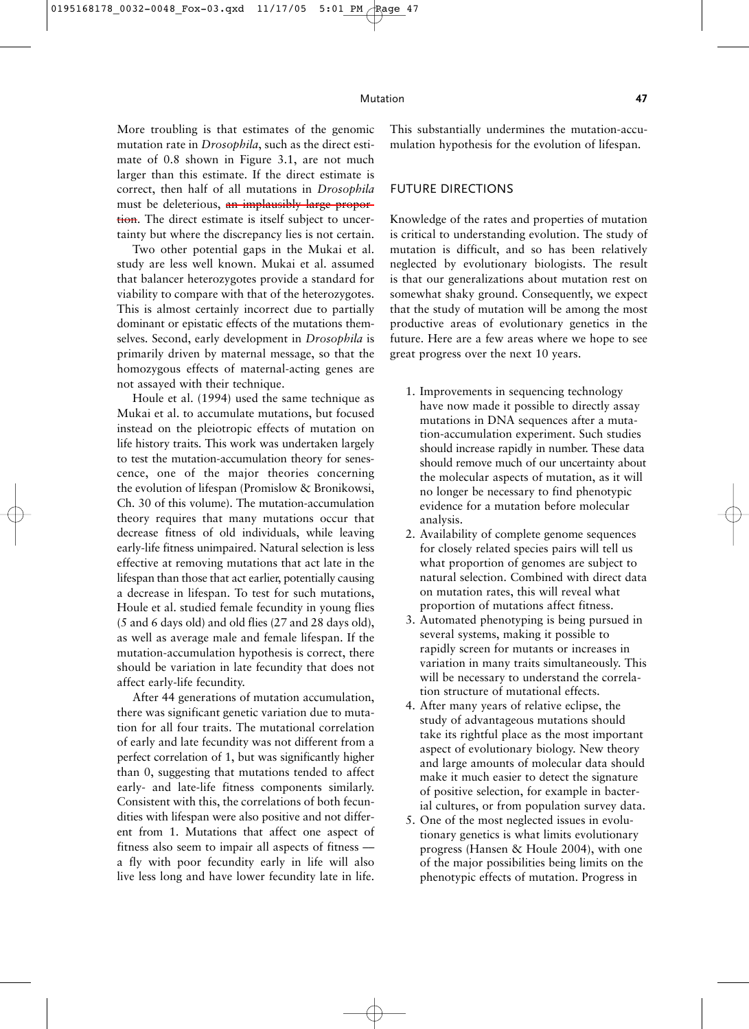More troubling is that estimates of the genomic mutation rate in *Drosophila*, such as the direct estimate of 0.8 shown in Figure 3.1, are not much larger than this estimate. If the direct estimate is correct, then half of all mutations in *Drosophila* must be deleterious, ~~an implausibly large proportion~~. The direct estimate is itself subject to uncertainty but where the discrepancy lies is not certain.

Two other potential gaps in the Mukai et al. study are less well known. Mukai et al. assumed that balancer heterozygotes provide a standard for viability to compare with that of the heterozygotes. This is almost certainly incorrect due to partially dominant or epistatic effects of the mutations themselves. Second, early development in *Drosophila* is primarily driven by maternal message, so that the homozygous effects of maternal-acting genes are not assayed with their technique.

Houle et al. (1994) used the same technique as Mukai et al. to accumulate mutations, but focused instead on the pleiotropic effects of mutation on life history traits. This work was undertaken largely to test the mutation-accumulation theory for senescence, one of the major theories concerning the evolution of lifespan (Promislow & Bronikowsi, Ch. 30 of this volume). The mutation-accumulation theory requires that many mutations occur that decrease fitness of old individuals, while leaving early-life fitness unimpaired. Natural selection is less effective at removing mutations that act late in the lifespan than those that act earlier, potentially causing a decrease in lifespan. To test for such mutations, Houle et al. studied female fecundity in young flies (5 and 6 days old) and old flies (27 and 28 days old), as well as average male and female lifespan. If the mutation-accumulation hypothesis is correct, there should be variation in late fecundity that does not affect early-life fecundity.

After 44 generations of mutation accumulation, there was significant genetic variation due to mutation for all four traits. The mutational correlation of early and late fecundity was not different from a perfect correlation of 1, but was significantly higher than 0, suggesting that mutations tended to affect early- and late-life fitness components similarly. Consistent with this, the correlations of both fecundities with lifespan were also positive and not different from 1. Mutations that affect one aspect of fitness also seem to impair all aspects of fitness — a fly with poor fecundity early in life will also live less long and have lower fecundity late in life. This substantially undermines the mutation-accumulation hypothesis for the evolution of lifespan.

## FUTURE DIRECTIONS

Knowledge of the rates and properties of mutation is critical to understanding evolution. The study of mutation is difficult, and so has been relatively neglected by evolutionary biologists. The result is that our generalizations about mutation rest on somewhat shaky ground. Consequently, we expect that the study of mutation will be among the most productive areas of evolutionary genetics in the future. Here are a few areas where we hope to see great progress over the next 10 years.

1. Improvements in sequencing technology have now made it possible to directly assay mutations in DNA sequences after a mutation-accumulation experiment. Such studies should increase rapidly in number. These data should remove much of our uncertainty about the molecular aspects of mutation, as it will no longer be necessary to find phenotypic evidence for a mutation before molecular analysis.
2. Availability of complete genome sequences for closely related species pairs will tell us what proportion of genomes are subject to natural selection. Combined with direct data on mutation rates, this will reveal what proportion of mutations affect fitness.
3. Automated phenotyping is being pursued in several systems, making it possible to rapidly screen for mutants or increases in variation in many traits simultaneously. This will be necessary to understand the correlation structure of mutational effects.
4. After many years of relative eclipse, the study of advantageous mutations should take its rightful place as the most important aspect of evolutionary biology. New theory and large amounts of molecular data should make it much easier to detect the signature of positive selection, for example in bacterial cultures, or from population survey data.
5. One of the most neglected issues in evolutionary genetics is what limits evolutionary progress (Hansen & Houle 2004), with one of the major possibilities being limits on the phenotypic effects of mutation. Progress in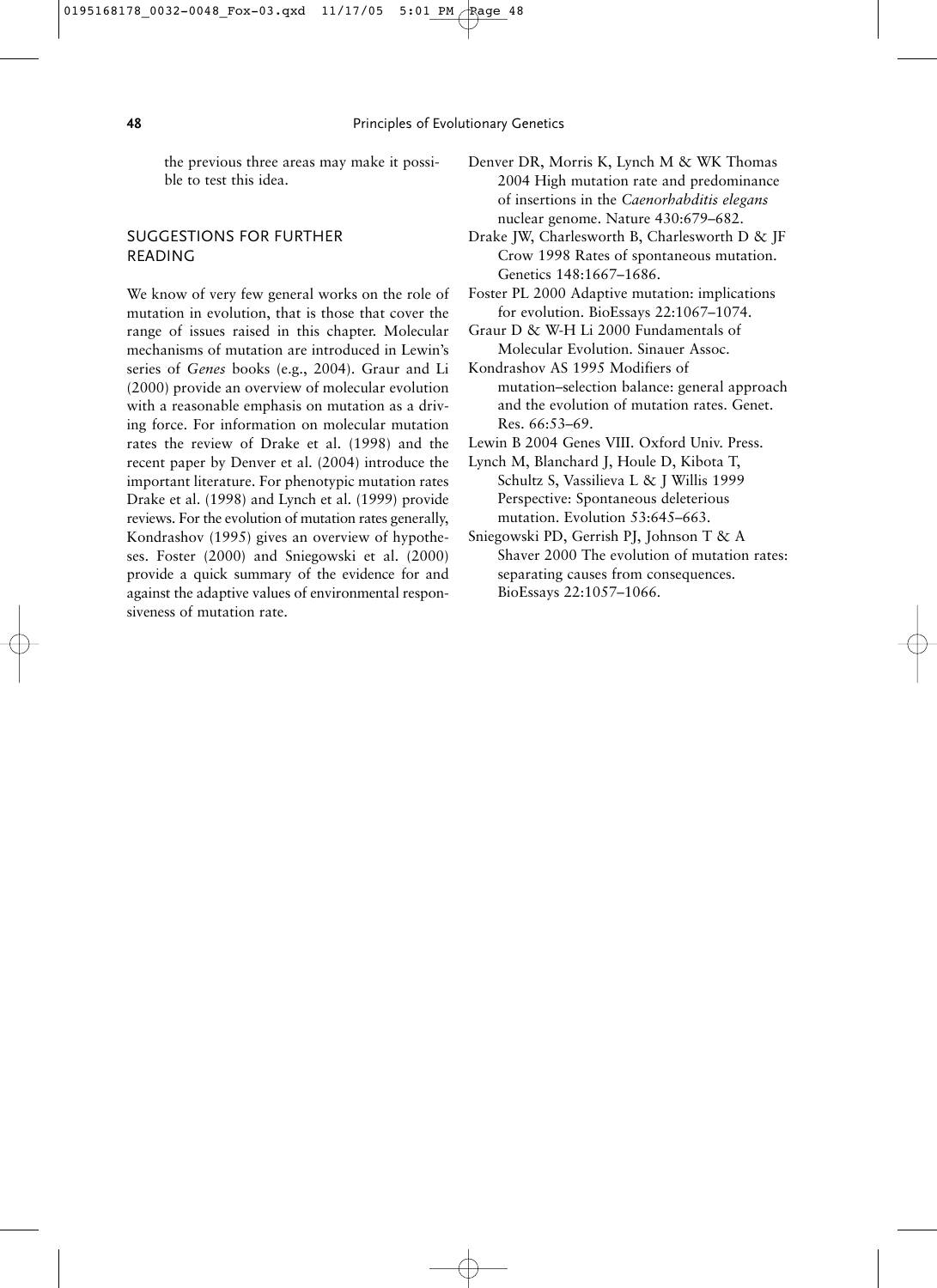the previous three areas may make it possible to test this idea.

## SUGGESTIONS FOR FURTHER READING

We know of very few general works on the role of mutation in evolution, that is those that cover the range of issues raised in this chapter. Molecular mechanisms of mutation are introduced in Lewin's series of *Genes* books (e.g., 2004). Graur and Li (2000) provide an overview of molecular evolution with a reasonable emphasis on mutation as a driving force. For information on molecular mutation rates the review of Drake et al. (1998) and the recent paper by Denver et al. (2004) introduce the important literature. For phenotypic mutation rates Drake et al. (1998) and Lynch et al. (1999) provide reviews. For the evolution of mutation rates generally, Kondrashov (1995) gives an overview of hypotheses. Foster (2000) and Sniegowski et al. (2000) provide a quick summary of the evidence for and against the adaptive values of environmental responsiveness of mutation rate.

Denver DR, Morris K, Lynch M & WK Thomas 2004 High mutation rate and predominance of insertions in the *Caenorhabditis elegans* nuclear genome. Nature 430:679–682.

Drake JW, Charlesworth B, Charlesworth D & JF Crow 1998 Rates of spontaneous mutation. Genetics 148:1667–1686.

Foster PL 2000 Adaptive mutation: implications for evolution. BioEssays 22:1067–1074.

Graur D & W-H Li 2000 Fundamentals of Molecular Evolution. Sinauer Assoc.

Kondrashov AS 1995 Modifiers of mutation–selection balance: general approach and the evolution of mutation rates. Genet. Res. 66:53–69.

Lewin B 2004 Genes VIII. Oxford Univ. Press.

Lynch M, Blanchard J, Houle D, Kibota T, Schultz S, Vassilieva L & J Willis 1999 Perspective: Spontaneous deleterious mutation. Evolution 53:645–663.

Sniegowski PD, Gerrish PJ, Johnson T & A Shaver 2000 The evolution of mutation rates: separating causes from consequences. BioEssays 22:1057–1066.